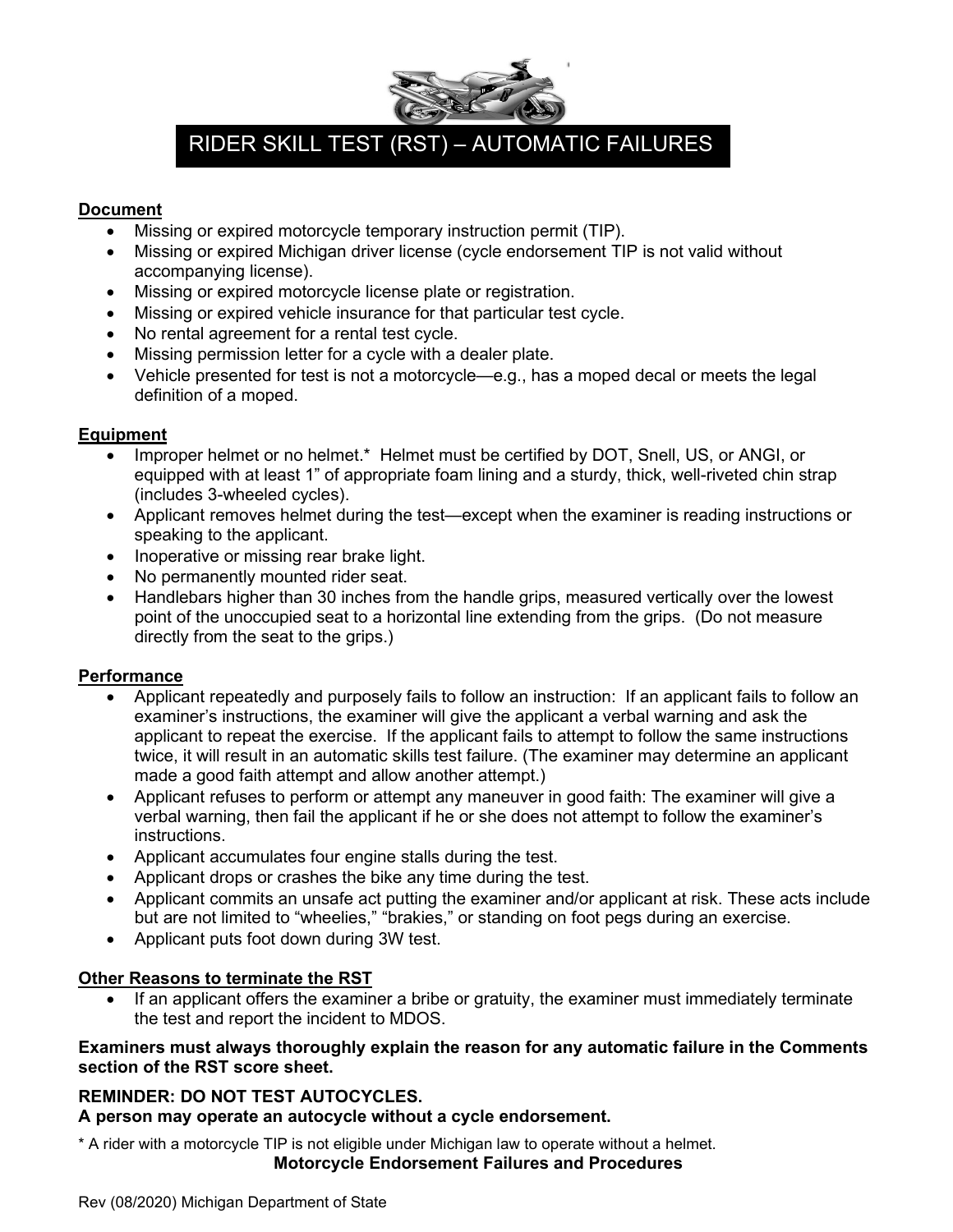# RIDER SKILL TEST (RST) – AUTOMATIC FAILURES

## Document

- Missing or expired motorcycle temporary instruction permit (TIP).
- Missing or expired Michigan driver license (cycle endorsement TIP is not valid without accompanying license).
- Missing or expired motorcycle license plate or registration.
- Missing or expired vehicle insurance for that particular test cycle.
- No rental agreement for a rental test cycle.
- Missing permission letter for a cycle with a dealer plate.
- Vehicle presented for test is not a motorcycle—e.g., has a moped decal or meets the legal definition of a moped.

## Equipment

- Improper helmet or no helmet.* Helmet must be certified by DOT, Snell, US, or ANGI, or equipped with at least 1" of appropriate foam lining and a sturdy, thick, well-riveted chin strap (includes 3-wheeled cycles).
- Applicant removes helmet during the test—except when the examiner is reading instructions or speaking to the applicant.
- Inoperative or missing rear brake light.
- No permanently mounted rider seat.
- Handlebars higher than 30 inches from the handle grips, measured vertically over the lowest point of the unoccupied seat to a horizontal line extending from the grips. (Do not measure directly from the seat to the grips.)

## Performance

- Applicant repeatedly and purposely fails to follow an instruction: If an applicant fails to follow an examiner's instructions, the examiner will give the applicant a verbal warning and ask the applicant to repeat the exercise. If the applicant fails to attempt to follow the same instructions twice, it will result in an automatic skills test failure. (The examiner may determine an applicant made a good faith attempt and allow another attempt.)
- Applicant refuses to perform or attempt any maneuver in good faith: The examiner will give a verbal warning, then fail the applicant if he or she does not attempt to follow the examiner's instructions.
- Applicant accumulates four engine stalls during the test.
- Applicant drops or crashes the bike any time during the test.
- Applicant commits an unsafe act putting the examiner and/or applicant at risk. These acts include but are not limited to "wheelies," "brakies," or standing on foot pegs during an exercise.
- Applicant puts foot down during 3W test.

## Other Reasons to terminate the RST

- If an applicant offers the examiner a bribe or gratuity, the examiner must immediately terminate the test and report the incident to MDOS.

**Examiners must always thoroughly explain the reason for any automatic failure in the Comments section of the RST score sheet.**

**REMINDER: DO NOT TEST AUTOCYCLES.**
**A person may operate an autocycle without a cycle endorsement.**

\* A rider with a motorcycle TIP is not eligible under Michigan law to operate without a helmet.

**Motorcycle Endorsement Failures and Procedures**

Rev (08/2020) Michigan Department of State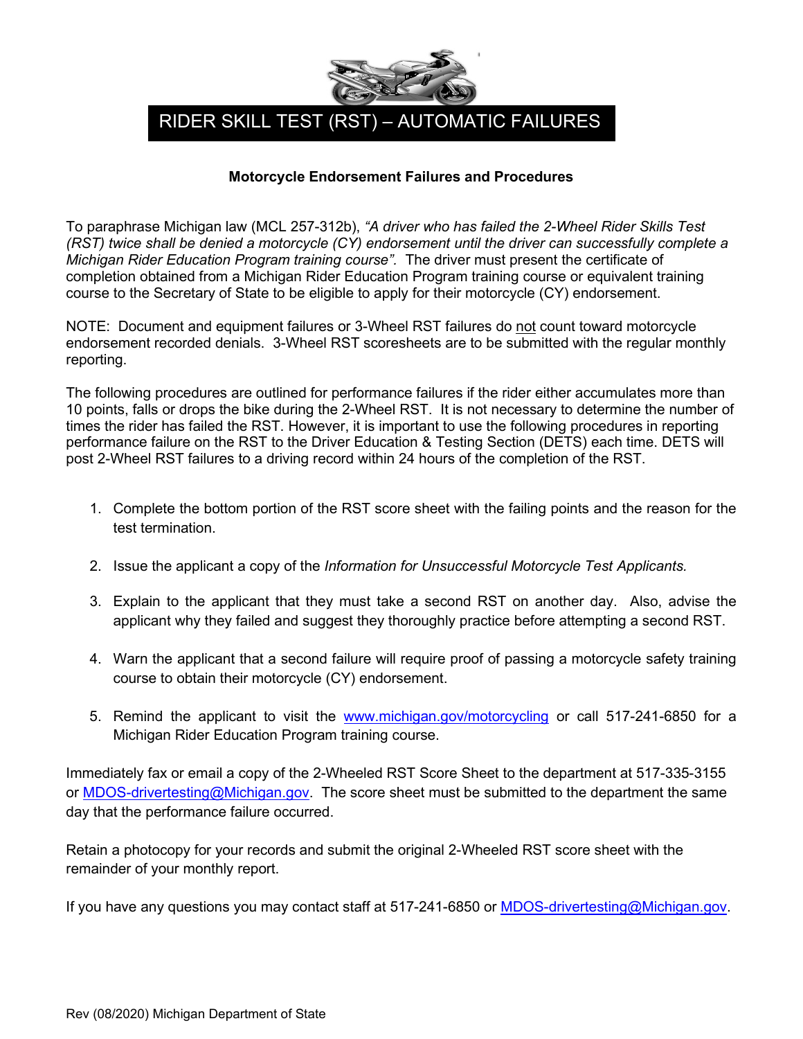# RIDER SKILL TEST (RST) – AUTOMATIC FAILURES

**Motorcycle Endorsement Failures and Procedures**

To paraphrase Michigan law (MCL 257-312b), *"A driver who has failed the 2-Wheel Rider Skills Test (RST) twice shall be denied a motorcycle (CY) endorsement until the driver can successfully complete a Michigan Rider Education Program training course"*. The driver must present the certificate of completion obtained from a Michigan Rider Education Program training course or equivalent training course to the Secretary of State to be eligible to apply for their motorcycle (CY) endorsement.

NOTE: Document and equipment failures or 3-Wheel RST failures do not count toward motorcycle endorsement recorded denials. 3-Wheel RST scoresheets are to be submitted with the regular monthly reporting.

The following procedures are outlined for performance failures if the rider either accumulates more than 10 points, falls or drops the bike during the 2-Wheel RST. It is not necessary to determine the number of times the rider has failed the RST. However, it is important to use the following procedures in reporting performance failure on the RST to the Driver Education & Testing Section (DETS) each time. DETS will post 2-Wheel RST failures to a driving record within 24 hours of the completion of the RST.

1. Complete the bottom portion of the RST score sheet with the failing points and the reason for the test termination.
2. Issue the applicant a copy of the *Information for Unsuccessful Motorcycle Test Applicants.*
3. Explain to the applicant that they must take a second RST on another day. Also, advise the applicant why they failed and suggest they thoroughly practice before attempting a second RST.
4. Warn the applicant that a second failure will require proof of passing a motorcycle safety training course to obtain their motorcycle (CY) endorsement.
5. Remind the applicant to visit the www.michigan.gov/motorcycling or call 517-241-6850 for a Michigan Rider Education Program training course.

Immediately fax or email a copy of the 2-Wheeled RST Score Sheet to the department at 517-335-3155 or MDOS-drivertesting@Michigan.gov. The score sheet must be submitted to the department the same day that the performance failure occurred.

Retain a photocopy for your records and submit the original 2-Wheeled RST score sheet with the remainder of your monthly report.

If you have any questions you may contact staff at 517-241-6850 or MDOS-drivertesting@Michigan.gov.

Rev (08/2020) Michigan Department of State